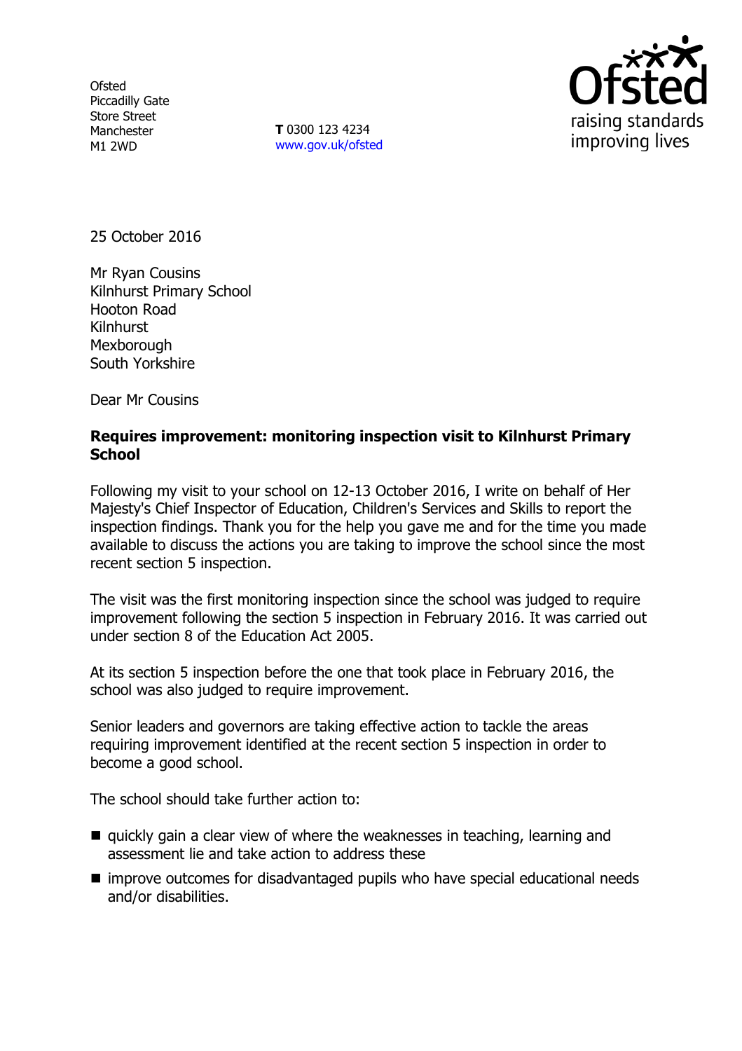Ofsted
Piccadilly Gate
Store Street
Manchester
M1 2WD

**T** 0300 123 4234
www.gov.uk/ofsted

raising standards
improving lives

25 October 2016

Mr Ryan Cousins
Kilnhurst Primary School
Hooton Road
Kilnhurst
Mexborough
South Yorkshire

Dear Mr Cousins

**Requires improvement: monitoring inspection visit to Kilnhurst Primary School**

Following my visit to your school on 12-13 October 2016, I write on behalf of Her Majesty's Chief Inspector of Education, Children's Services and Skills to report the inspection findings. Thank you for the help you gave me and for the time you made available to discuss the actions you are taking to improve the school since the most recent section 5 inspection.

The visit was the first monitoring inspection since the school was judged to require improvement following the section 5 inspection in February 2016. It was carried out under section 8 of the Education Act 2005.

At its section 5 inspection before the one that took place in February 2016, the school was also judged to require improvement.

Senior leaders and governors are taking effective action to tackle the areas requiring improvement identified at the recent section 5 inspection in order to become a good school.

The school should take further action to:

- quickly gain a clear view of where the weaknesses in teaching, learning and assessment lie and take action to address these
- improve outcomes for disadvantaged pupils who have special educational needs and/or disabilities.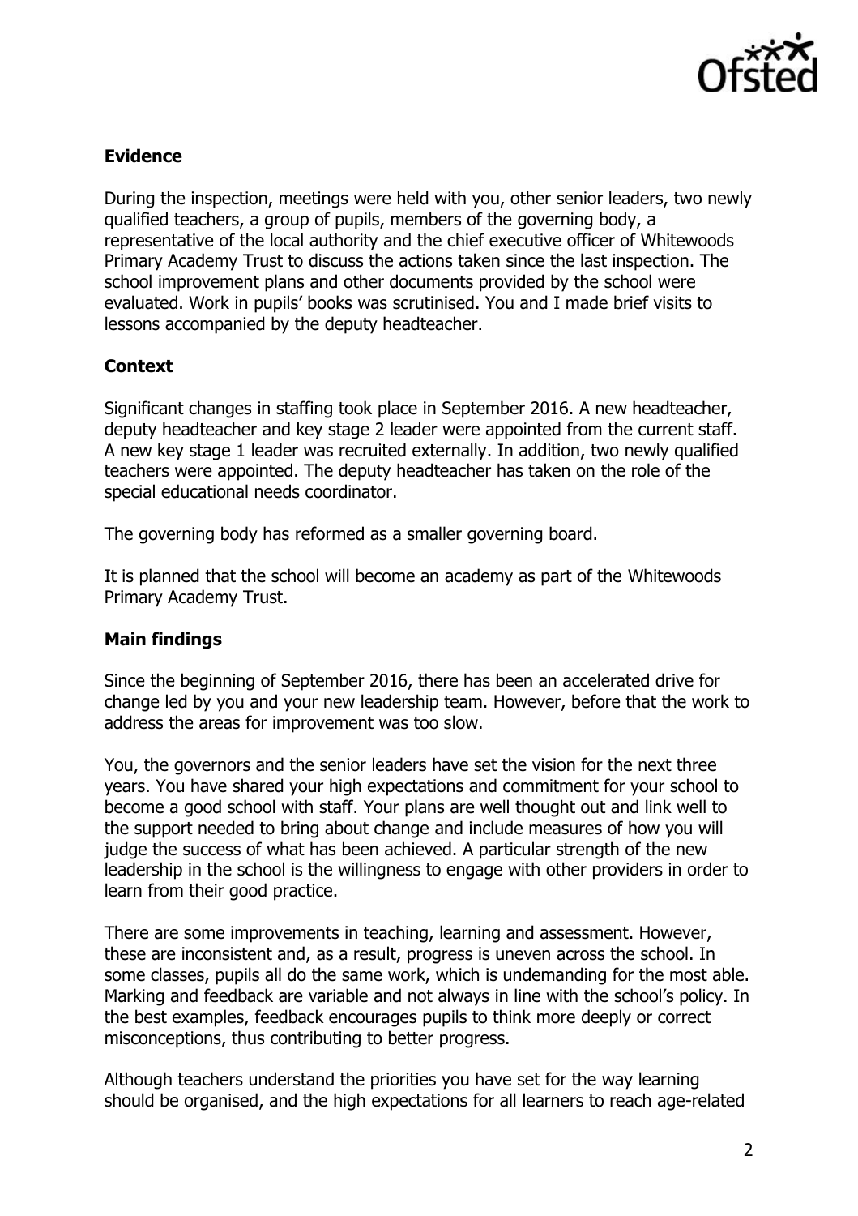## Evidence

During the inspection, meetings were held with you, other senior leaders, two newly qualified teachers, a group of pupils, members of the governing body, a representative of the local authority and the chief executive officer of Whitewoods Primary Academy Trust to discuss the actions taken since the last inspection. The school improvement plans and other documents provided by the school were evaluated. Work in pupils' books was scrutinised. You and I made brief visits to lessons accompanied by the deputy headteacher.

## Context

Significant changes in staffing took place in September 2016. A new headteacher, deputy headteacher and key stage 2 leader were appointed from the current staff. A new key stage 1 leader was recruited externally. In addition, two newly qualified teachers were appointed. The deputy headteacher has taken on the role of the special educational needs coordinator.

The governing body has reformed as a smaller governing board.

It is planned that the school will become an academy as part of the Whitewoods Primary Academy Trust.

## Main findings

Since the beginning of September 2016, there has been an accelerated drive for change led by you and your new leadership team. However, before that the work to address the areas for improvement was too slow.

You, the governors and the senior leaders have set the vision for the next three years. You have shared your high expectations and commitment for your school to become a good school with staff. Your plans are well thought out and link well to the support needed to bring about change and include measures of how you will judge the success of what has been achieved. A particular strength of the new leadership in the school is the willingness to engage with other providers in order to learn from their good practice.

There are some improvements in teaching, learning and assessment. However, these are inconsistent and, as a result, progress is uneven across the school. In some classes, pupils all do the same work, which is undemanding for the most able. Marking and feedback are variable and not always in line with the school's policy. In the best examples, feedback encourages pupils to think more deeply or correct misconceptions, thus contributing to better progress.

Although teachers understand the priorities you have set for the way learning should be organised, and the high expectations for all learners to reach age-related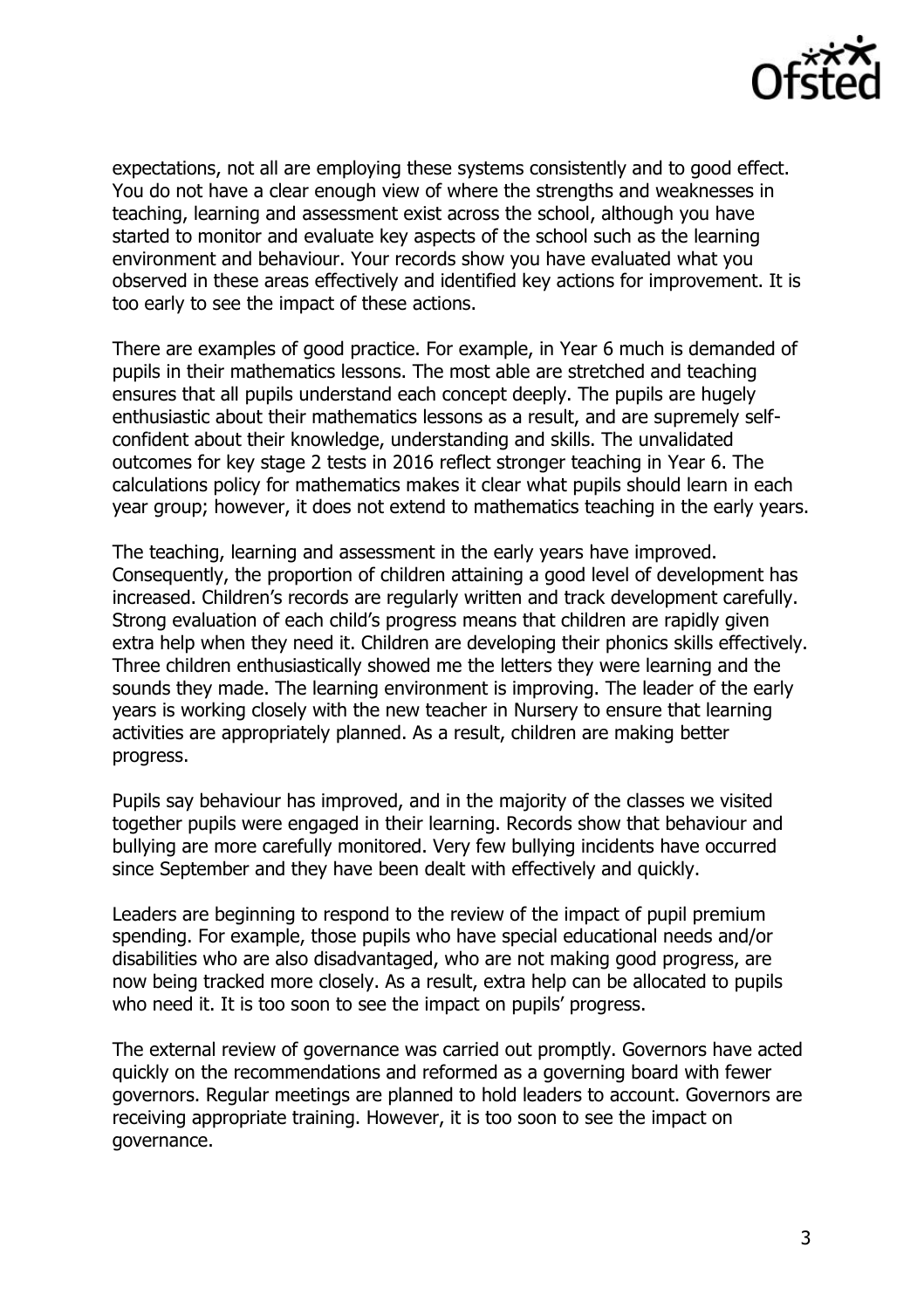expectations, not all are employing these systems consistently and to good effect. You do not have a clear enough view of where the strengths and weaknesses in teaching, learning and assessment exist across the school, although you have started to monitor and evaluate key aspects of the school such as the learning environment and behaviour. Your records show you have evaluated what you observed in these areas effectively and identified key actions for improvement. It is too early to see the impact of these actions.

There are examples of good practice. For example, in Year 6 much is demanded of pupils in their mathematics lessons. The most able are stretched and teaching ensures that all pupils understand each concept deeply. The pupils are hugely enthusiastic about their mathematics lessons as a result, and are supremely self-confident about their knowledge, understanding and skills. The unvalidated outcomes for key stage 2 tests in 2016 reflect stronger teaching in Year 6. The calculations policy for mathematics makes it clear what pupils should learn in each year group; however, it does not extend to mathematics teaching in the early years.

The teaching, learning and assessment in the early years have improved. Consequently, the proportion of children attaining a good level of development has increased. Children's records are regularly written and track development carefully. Strong evaluation of each child's progress means that children are rapidly given extra help when they need it. Children are developing their phonics skills effectively. Three children enthusiastically showed me the letters they were learning and the sounds they made. The learning environment is improving. The leader of the early years is working closely with the new teacher in Nursery to ensure that learning activities are appropriately planned. As a result, children are making better progress.

Pupils say behaviour has improved, and in the majority of the classes we visited together pupils were engaged in their learning. Records show that behaviour and bullying are more carefully monitored. Very few bullying incidents have occurred since September and they have been dealt with effectively and quickly.

Leaders are beginning to respond to the review of the impact of pupil premium spending. For example, those pupils who have special educational needs and/or disabilities who are also disadvantaged, who are not making good progress, are now being tracked more closely. As a result, extra help can be allocated to pupils who need it. It is too soon to see the impact on pupils' progress.

The external review of governance was carried out promptly. Governors have acted quickly on the recommendations and reformed as a governing board with fewer governors. Regular meetings are planned to hold leaders to account. Governors are receiving appropriate training. However, it is too soon to see the impact on governance.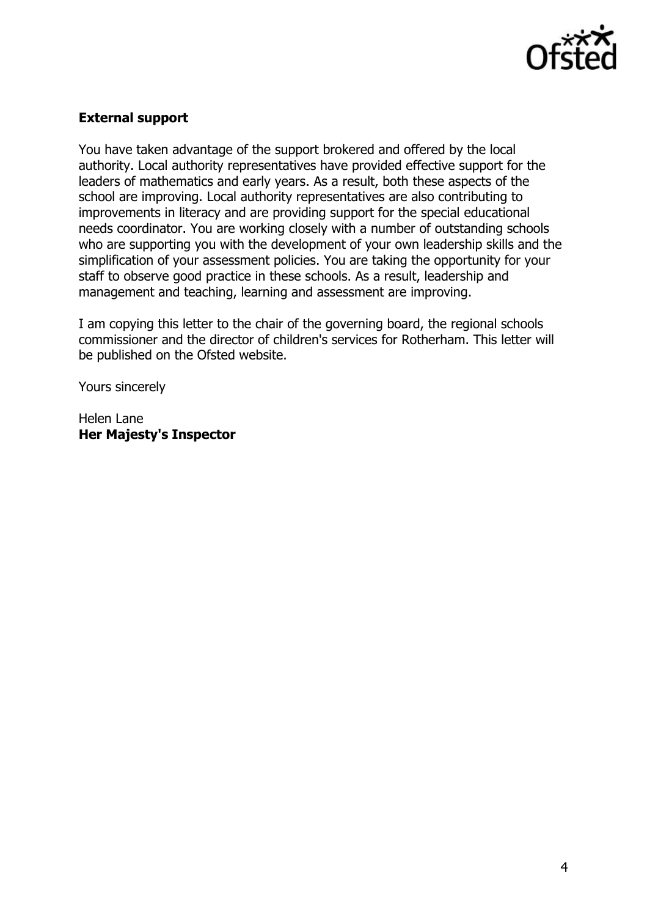**External support**

You have taken advantage of the support brokered and offered by the local authority. Local authority representatives have provided effective support for the leaders of mathematics and early years. As a result, both these aspects of the school are improving. Local authority representatives are also contributing to improvements in literacy and are providing support for the special educational needs coordinator. You are working closely with a number of outstanding schools who are supporting you with the development of your own leadership skills and the simplification of your assessment policies. You are taking the opportunity for your staff to observe good practice in these schools. As a result, leadership and management and teaching, learning and assessment are improving.

I am copying this letter to the chair of the governing board, the regional schools commissioner and the director of children's services for Rotherham. This letter will be published on the Ofsted website.

Yours sincerely

Helen Lane
**Her Majesty's Inspector**